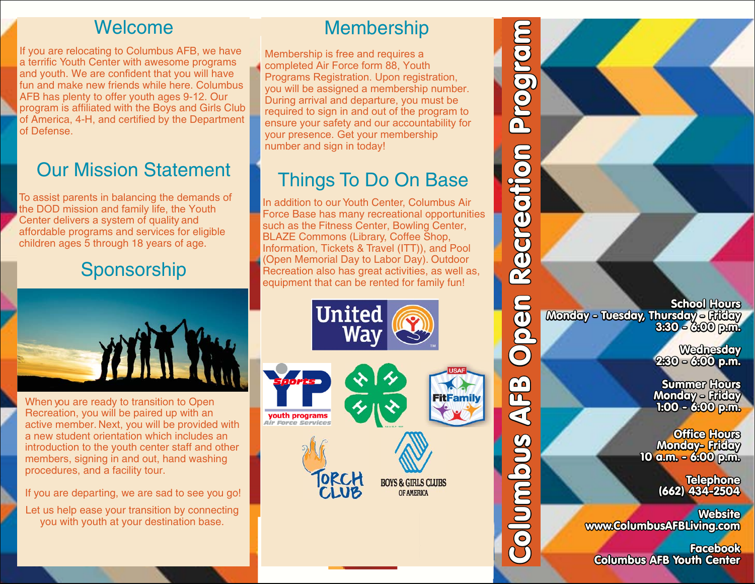## Welcome

If you are relocating to Columbus AFB, we have a terrific Youth Center with awesome programs and youth. We are confident that you will have fun and make new friends while here. Columbus AFB has plenty to offer youth ages 9-12. Our program is affiliated with the Boys and Girls Club of America, 4-H, and certified by the Department of Defense.

## Our Mission Statement

To assist parents in balancing the demands of the DOD mission and family life, the Youth Center delivers a system of quality and affordable programs and services for eligible children ages 5 through 18 years of age.

## Sponsorship

When you are ready to transition to Open Recreation, you will be paired up with an active member. Next, you will be provided with a new student orientation which includes an introduction to the youth center staff and other members, signing in and out, hand washing procedures, and a facility tour.

If you are departing, we are sad to see you go!

Let us help ease your transition by connecting you with youth at your destination base.

## Membership

Membership is free and requires a completed Air Force form 88, Youth Programs Registration. Upon registration, you will be assigned a membership number. During arrival and departure, you must be required to sign in and out of the program to ensure your safety and our accountability for your presence. Get your membership number and sign in today!

## Things To Do On Base

In addition to our Youth Center, Columbus Air Force Base has many recreational opportunities such as the Fitness Center, Bowling Center, BLAZE Commons (Library, Coffee Shop, Information, Tickets & Travel (ITT)), and Pool (Open Memorial Day to Labor Day). Outdoor Recreation also has great activities, as well as, equipment that can be rented for family fun!

United Way

YP Sports youth programs Air Force Services

USAF FitFamily

Torch Club

Boys & Girls Clubs of America

# Columbus AFB Open Recreation Program

**School Hours**
Monday - Tuesday, Thursday - Friday
3:30 - 6:00 p.m.

**Wednesday**
2:30 - 6:00 p.m.

**Summer Hours**
Monday - Friday
1:00 - 6:00 p.m.

**Office Hours**
Monday- Friday
10 a.m. - 6:00 p.m.

**Telephone**
(662) 434-2504

**Website**
www.ColumbusAFBLiving.com

**Facebook**
Columbus AFB Youth Center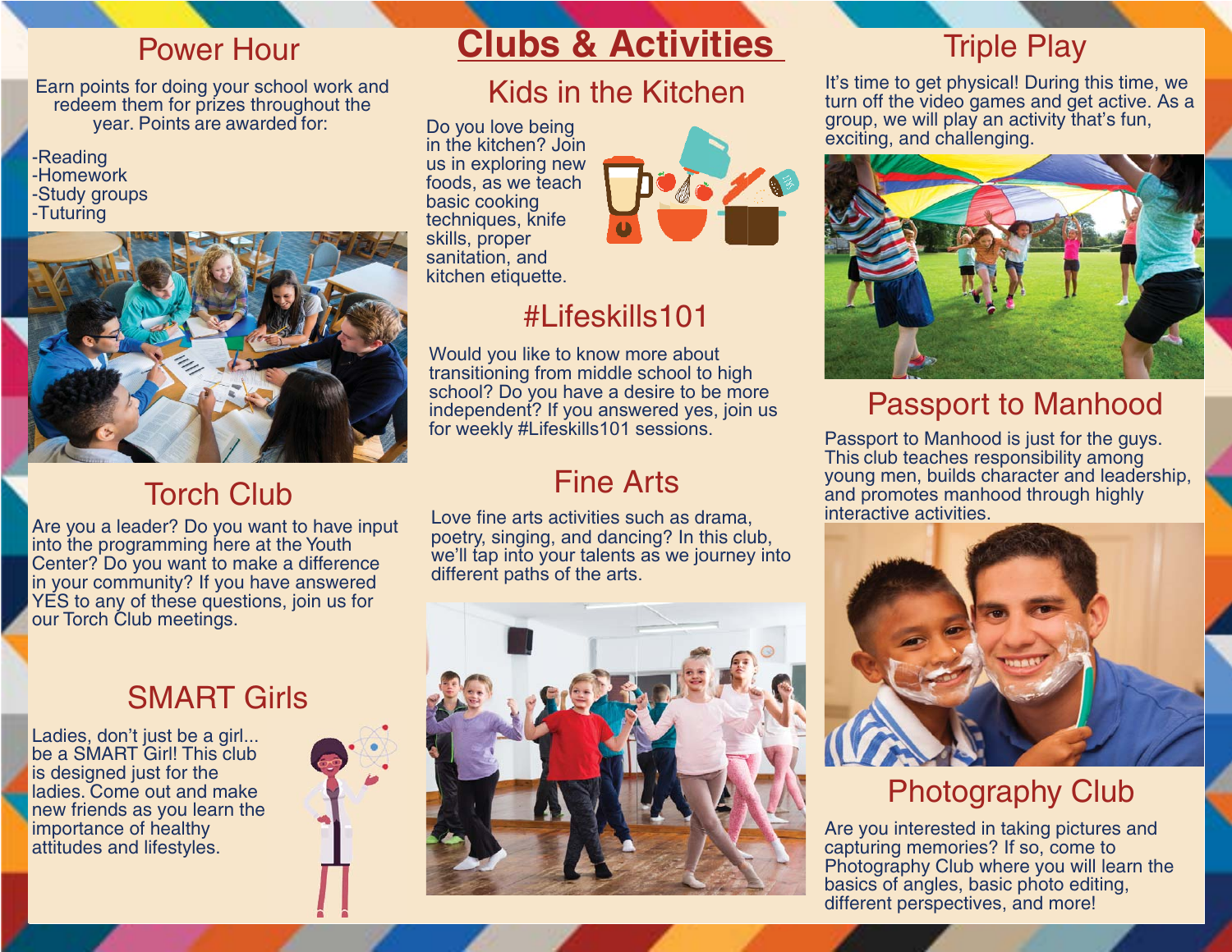# Clubs & Activities

## Power Hour

Earn points for doing your school work and redeem them for prizes throughout the year. Points are awarded for:

-Reading
-Homework
-Study groups
-Tuturing

## Torch Club

Are you a leader? Do you want to have input into the programming here at the Youth Center? Do you want to make a difference in your community? If you have answered YES to any of these questions, join us for our Torch Club meetings.

## SMART Girls

Ladies, don't just be a girl... be a SMART Girl! This club is designed just for the ladies. Come out and make new friends as you learn the importance of healthy attitudes and lifestyles.

## Kids in the Kitchen

Do you love being in the kitchen? Join us in exploring new foods, as we teach basic cooking techniques, knife skills, proper sanitation, and kitchen etiquette.

## #Lifeskills101

Would you like to know more about transitioning from middle school to high school? Do you have a desire to be more independent? If you answered yes, join us for weekly #Lifeskills101 sessions.

## Fine Arts

Love fine arts activities such as drama, poetry, singing, and dancing? In this club, we'll tap into your talents as we journey into different paths of the arts.

## Triple Play

It's time to get physical! During this time, we turn off the video games and get active. As a group, we will play an activity that's fun, exciting, and challenging.

## Passport to Manhood

Passport to Manhood is just for the guys. This club teaches responsibility among young men, builds character and leadership, and promotes manhood through highly interactive activities.

## Photography Club

Are you interested in taking pictures and capturing memories? If so, come to Photography Club where you will learn the basics of angles, basic photo editing, different perspectives, and more!